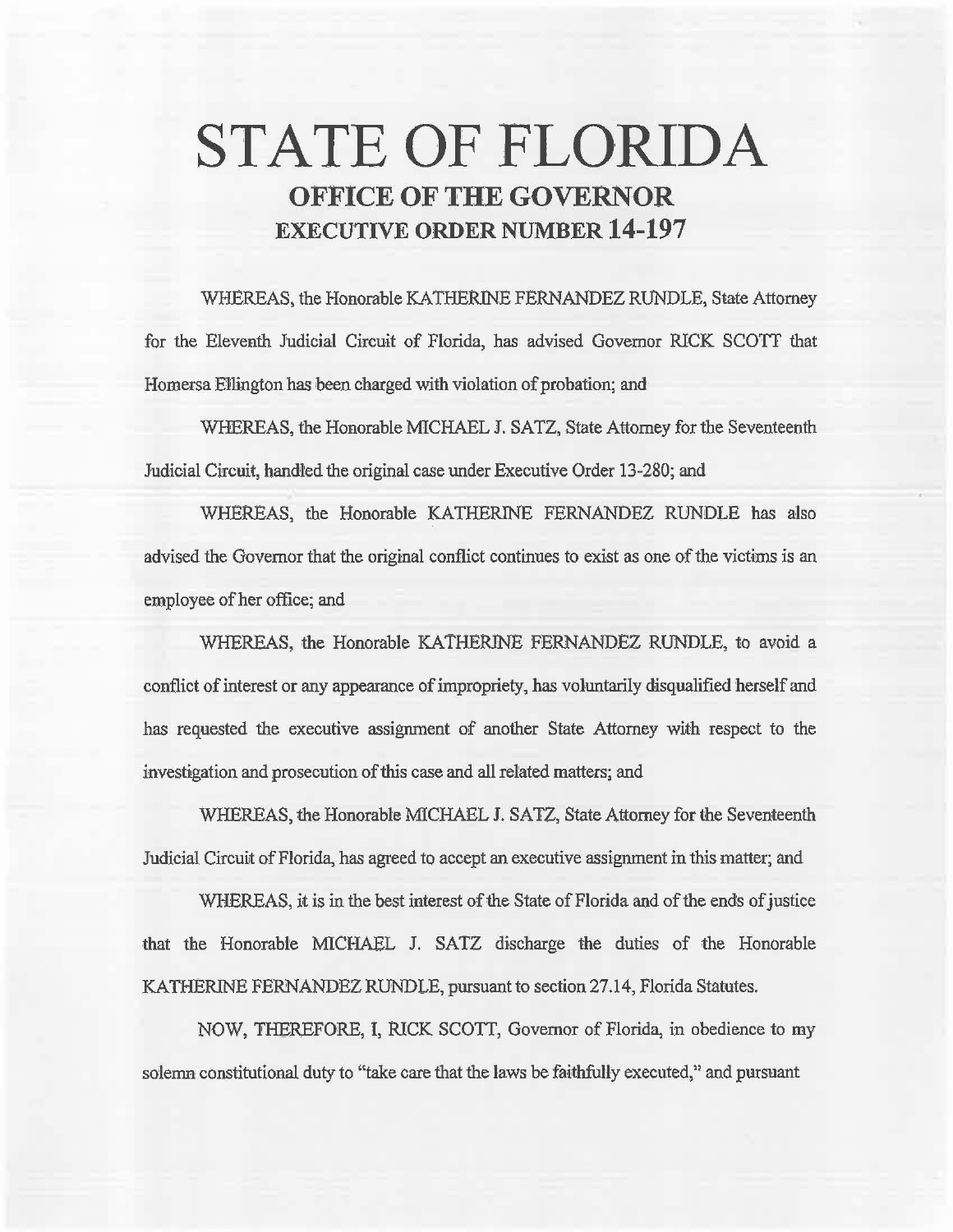# STATE OF FLORIDA

## OFFICE OF THE GOVERNOR

## EXECUTIVE ORDER NUMBER 14-197

WHEREAS, the Honorable KATHERINE FERNANDEZ RUNDLE, State Attorney for the Eleventh Judicial Circuit of Florida, has advised Governor RICK SCOTT that Homersa Ellington has been charged with violation of probation; and

WHEREAS, the Honorable MICHAEL J. SATZ, State Attorney for the Seventeenth Judicial Circuit, handled the original case under Executive Order 13-280; and

WHEREAS, the Honorable KATHERINE FERNANDEZ RUNDLE has also advised the Governor that the original conflict continues to exist as one of the victims is an employee of her office; and

WHEREAS, the Honorable KATHERINE FERNANDEZ RUNDLE, to avoid a conflict of interest or any appearance of impropriety, has voluntarily disqualified herself and has requested the executive assignment of another State Attorney with respect to the investigation and prosecution of this case and all related matters; and

WHEREAS, the Honorable MICHAEL J. SATZ, State Attorney for the Seventeenth Judicial Circuit of Florida, has agreed to accept an executive assignment in this matter; and

WHEREAS, it is in the best interest of the State of Florida and of the ends of justice that the Honorable MICHAEL J. SATZ discharge the duties of the Honorable KATHERINE FERNANDEZ RUNDLE, pursuant to section 27.14, Florida Statutes.

NOW, THEREFORE, I, RICK SCOTT, Governor of Florida, in obedience to my solemn constitutional duty to "take care that the laws be faithfully executed," and pursuant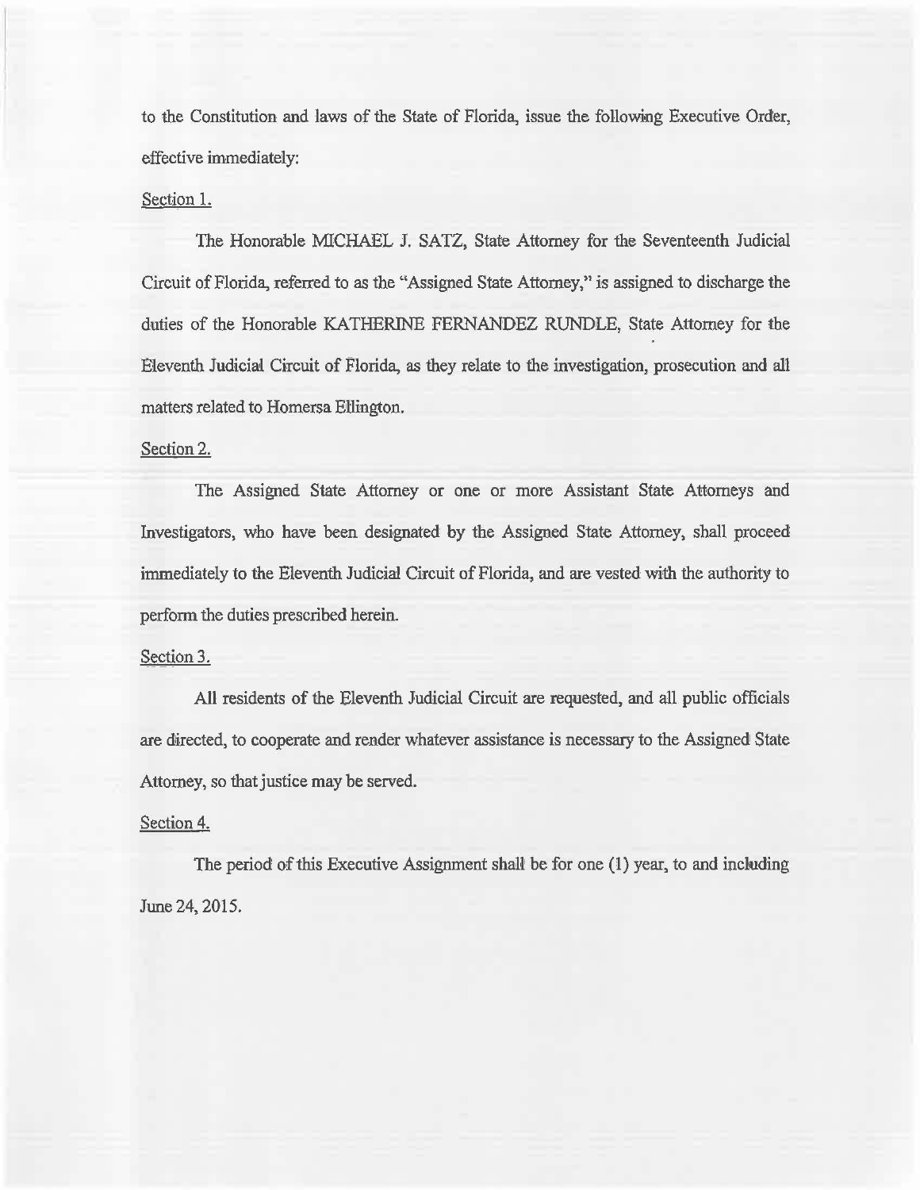to the Constitution and laws of the State of Florida, issue the following Executive Order, effective immediately:

Section 1.

The Honorable MICHAEL J. SATZ, State Attorney for the Seventeenth Judicial Circuit of Florida, referred to as the "Assigned State Attorney," is assigned to discharge the duties of the Honorable KATHERINE FERNANDEZ RUNDLE, State Attorney for the Eleventh Judicial Circuit of Florida, as they relate to the investigation, prosecution and all matters related to Homersa Ellington.

Section 2.

The Assigned State Attorney or one or more Assistant State Attorneys and Investigators, who have been designated by the Assigned State Attorney, shall proceed immediately to the Eleventh Judicial Circuit of Florida, and are vested with the authority to perform the duties prescribed herein.

Section 3.

All residents of the Eleventh Judicial Circuit are requested, and all public officials are directed, to cooperate and render whatever assistance is necessary to the Assigned State Attorney, so that justice may be served.

Section 4.

The period of this Executive Assignment shall be for one (1) year, to and including June 24, 2015.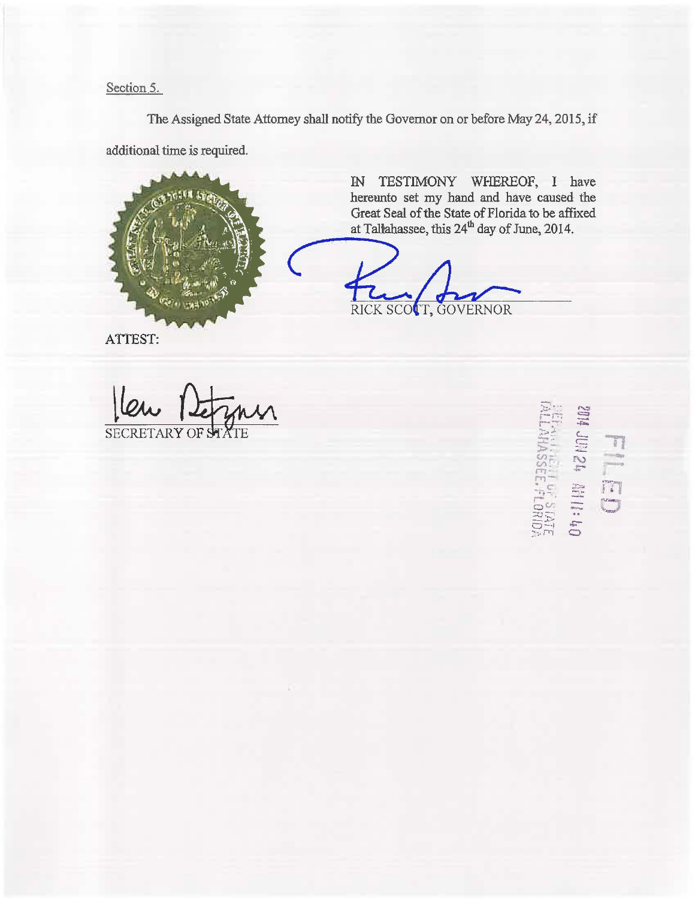Section 5.

The Assigned State Attorney shall notify the Governor on or before May 24, 2015, if additional time is required.

IN TESTIMONY WHEREOF, I have hereunto set my hand and have caused the Great Seal of the State of Florida to be affixed at Tallahassee, this 24th day of June, 2014.

RICK SCOTT, GOVERNOR

ATTEST:

SECRETARY OF STATE

FILED

2014 JUN 24 AM 11:40

DEPARTMENT OF STATE
TALLAHASSEE, FLORIDA